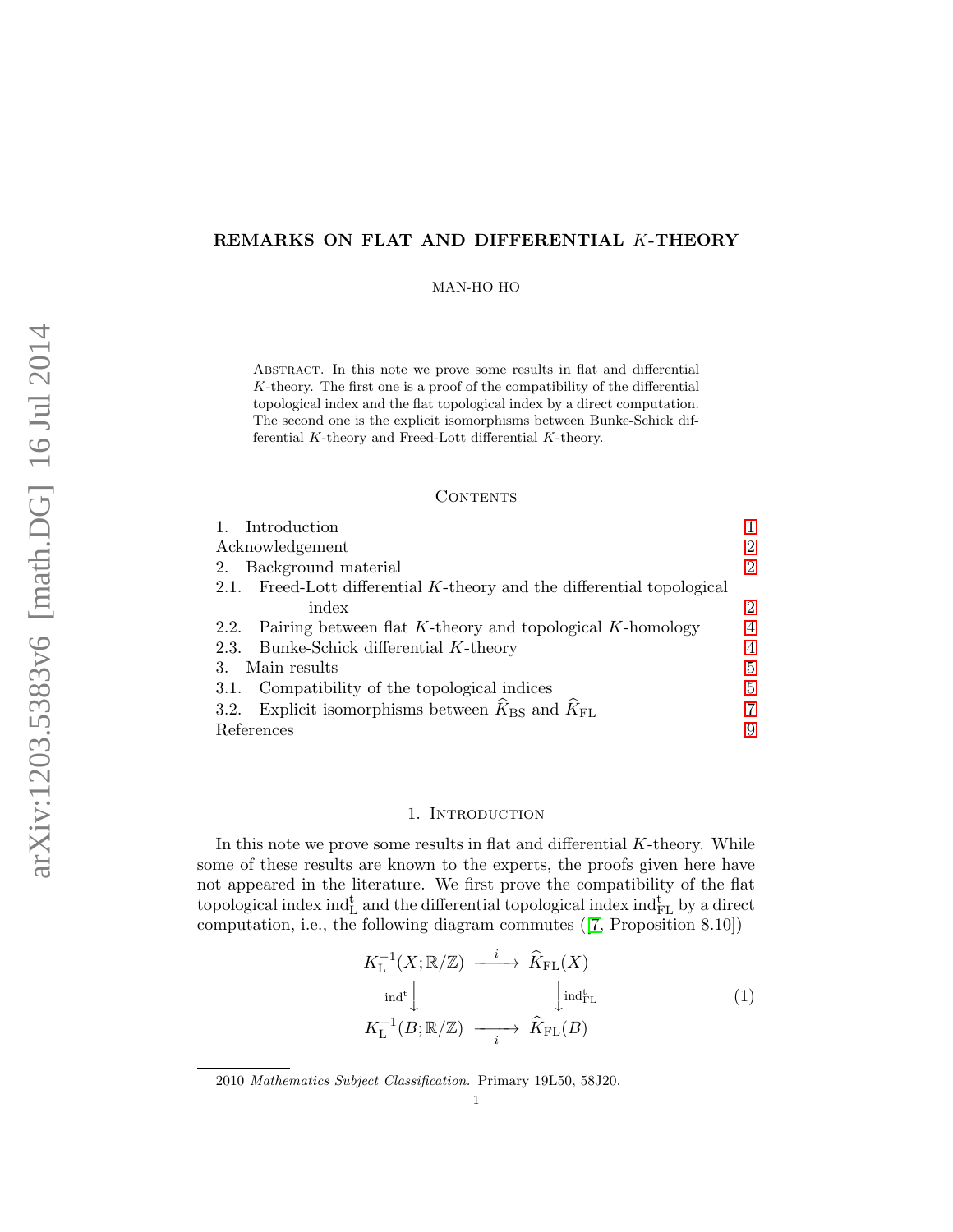# REMARKS ON FLAT AND DIFFERENTIAL $K$-THEORY

MAN-HO HO

Abstract. In this note we prove some results in flat and differential $K$-theory. The first one is a proof of the compatibility of the differential topological index and the flat topological index by a direct computation. The second one is the explicit isomorphisms between Bunke-Schick differential $K$-theory and Freed-Lott differential $K$-theory.

## Contents

1. Introduction — 1
Acknowledgement — 2
2. Background material — 2
2.1. Freed-Lott differential $K$-theory and the differential topological index — 2
2.2. Pairing between flat $K$-theory and topological $K$-homology — 4
2.3. Bunke-Schick differential $K$-theory — 4
3. Main results — 5
3.1. Compatibility of the topological indices — 5
3.2. Explicit isomorphisms between $\widehat{K}_{\mathrm{BS}}$ and $\widehat{K}_{\mathrm{FL}}$ — 7
References — 9

## 1. Introduction

In this note we prove some results in flat and differential $K$-theory. While some of these results are known to the experts, the proofs given here have not appeared in the literature. We first prove the compatibility of the flat topological index $\mathrm{ind}^{\mathrm{t}}_{\mathrm{L}}$ and the differential topological index $\mathrm{ind}^{\mathrm{t}}_{\mathrm{FL}}$ by a direct computation, i.e., the following diagram commutes ([7, Proposition 8.10])

$$
\begin{array}{ccc}
K^{-1}_{\mathrm{L}}(X;\mathbb{R}/\mathbb{Z}) & \xrightarrow{\;i\;} & \widehat{K}_{\mathrm{FL}}(X) \\
\Big\downarrow{\scriptstyle \mathrm{ind}^{\mathrm{t}}} & & \Big\downarrow{\scriptstyle \mathrm{ind}^{\mathrm{t}}_{\mathrm{FL}}} \\
K^{-1}_{\mathrm{L}}(B;\mathbb{R}/\mathbb{Z}) & \xrightarrow[\;i\;]{} & \widehat{K}_{\mathrm{FL}}(B)
\end{array}
\qquad (1)
$$

2010 *Mathematics Subject Classification.* Primary 19L50, 58J20.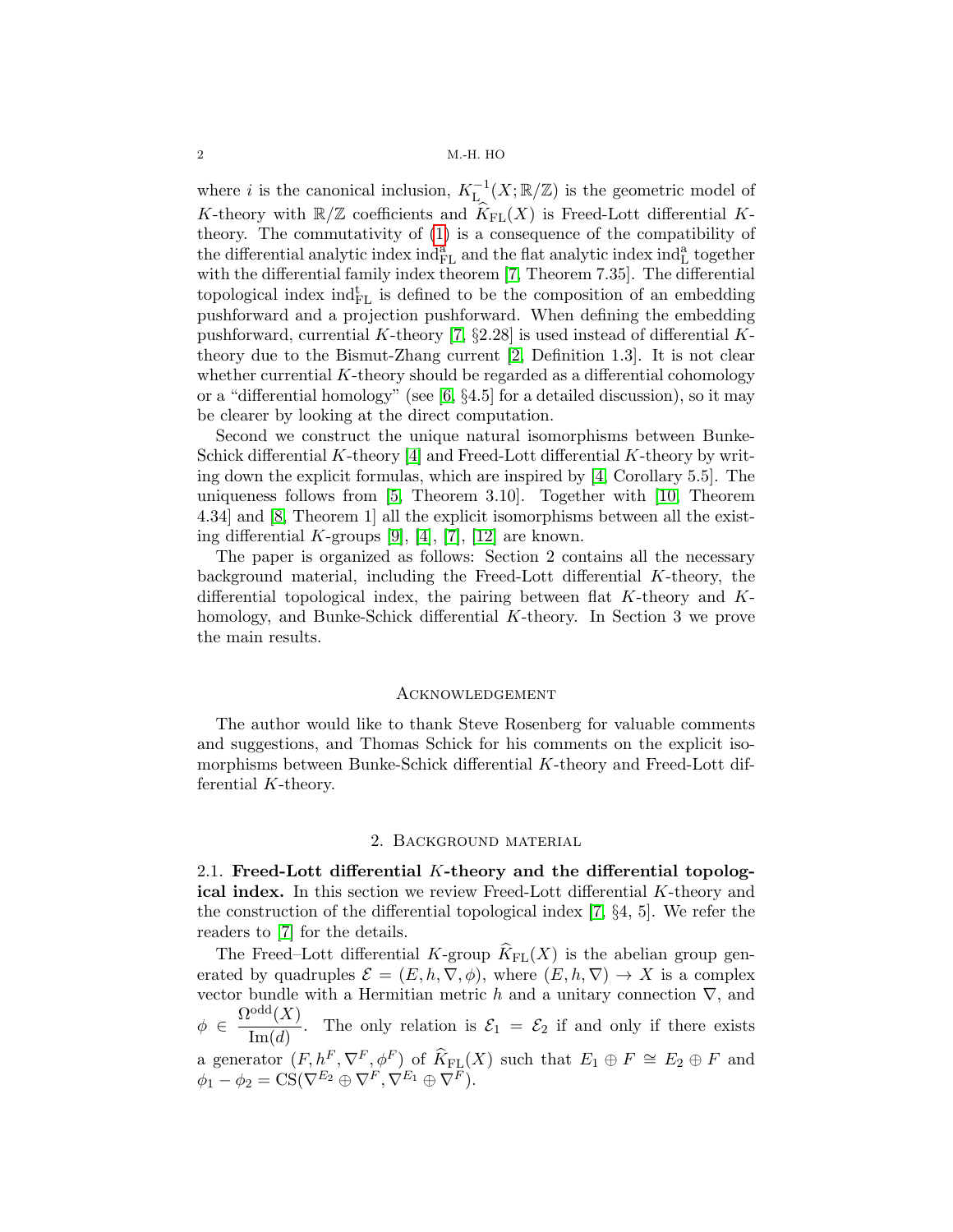where $i$ is the canonical inclusion, $K^{-1}_{\mathrm{L}}(X;\mathbb{R}/\mathbb{Z})$ is the geometric model of $K$-theory with $\mathbb{R}/\mathbb{Z}$ coefficients and $\widehat{K}_{\mathrm{FL}}(X)$ is Freed-Lott differential $K$-theory. The commutativity of (1) is a consequence of the compatibility of the differential analytic index $\mathrm{ind}^{\mathrm{a}}_{\mathrm{FL}}$ and the flat analytic index $\mathrm{ind}^{\mathrm{a}}_{\mathrm{L}}$ together with the differential family index theorem [7, Theorem 7.35]. The differential topological index $\mathrm{ind}^{\mathrm{t}}_{\mathrm{FL}}$ is defined to be the composition of an embedding pushforward and a projection pushforward. When defining the embedding pushforward, currential $K$-theory [7, §2.28] is used instead of differential $K$-theory due to the Bismut-Zhang current [2, Definition 1.3]. It is not clear whether currential $K$-theory should be regarded as a differential cohomology or a "differential homology" (see [6, §4.5] for a detailed discussion), so it may be clearer by looking at the direct computation.

Second we construct the unique natural isomorphisms between Bunke-Schick differential $K$-theory [4] and Freed-Lott differential $K$-theory by writing down the explicit formulas, which are inspired by [4, Corollary 5.5]. The uniqueness follows from [5, Theorem 3.10]. Together with [10, Theorem 4.34] and [8, Theorem 1] all the explicit isomorphisms between all the existing differential $K$-groups [9], [4], [7], [12] are known.

The paper is organized as follows: Section 2 contains all the necessary background material, including the Freed-Lott differential $K$-theory, the differential topological index, the pairing between flat $K$-theory and $K$-homology, and Bunke-Schick differential $K$-theory. In Section 3 we prove the main results.

## Acknowledgement

The author would like to thank Steve Rosenberg for valuable comments and suggestions, and Thomas Schick for his comments on the explicit isomorphisms between Bunke-Schick differential $K$-theory and Freed-Lott differential $K$-theory.

## 2. Background material

### 2.1. Freed-Lott differential $K$-theory and the differential topological index.

In this section we review Freed-Lott differential $K$-theory and the construction of the differential topological index [7, §4, 5]. We refer the readers to [7] for the details.

The Freed–Lott differential $K$-group $\widehat{K}_{\mathrm{FL}}(X)$ is the abelian group generated by quadruples $\mathcal{E} = (E, h, \nabla, \phi)$, where $(E, h, \nabla) \to X$ is a complex vector bundle with a Hermitian metric $h$ and a unitary connection $\nabla$, and $\phi \in \dfrac{\Omega^{\mathrm{odd}}(X)}{\mathrm{Im}(d)}$. The only relation is $\mathcal{E}_1 = \mathcal{E}_2$ if and only if there exists a generator $(F, h^F, \nabla^F, \phi^F)$ of $\widehat{K}_{\mathrm{FL}}(X)$ such that $E_1 \oplus F \cong E_2 \oplus F$ and $\phi_1 - \phi_2 = \mathrm{CS}(\nabla^{E_2} \oplus \nabla^F, \nabla^{E_1} \oplus \nabla^F)$.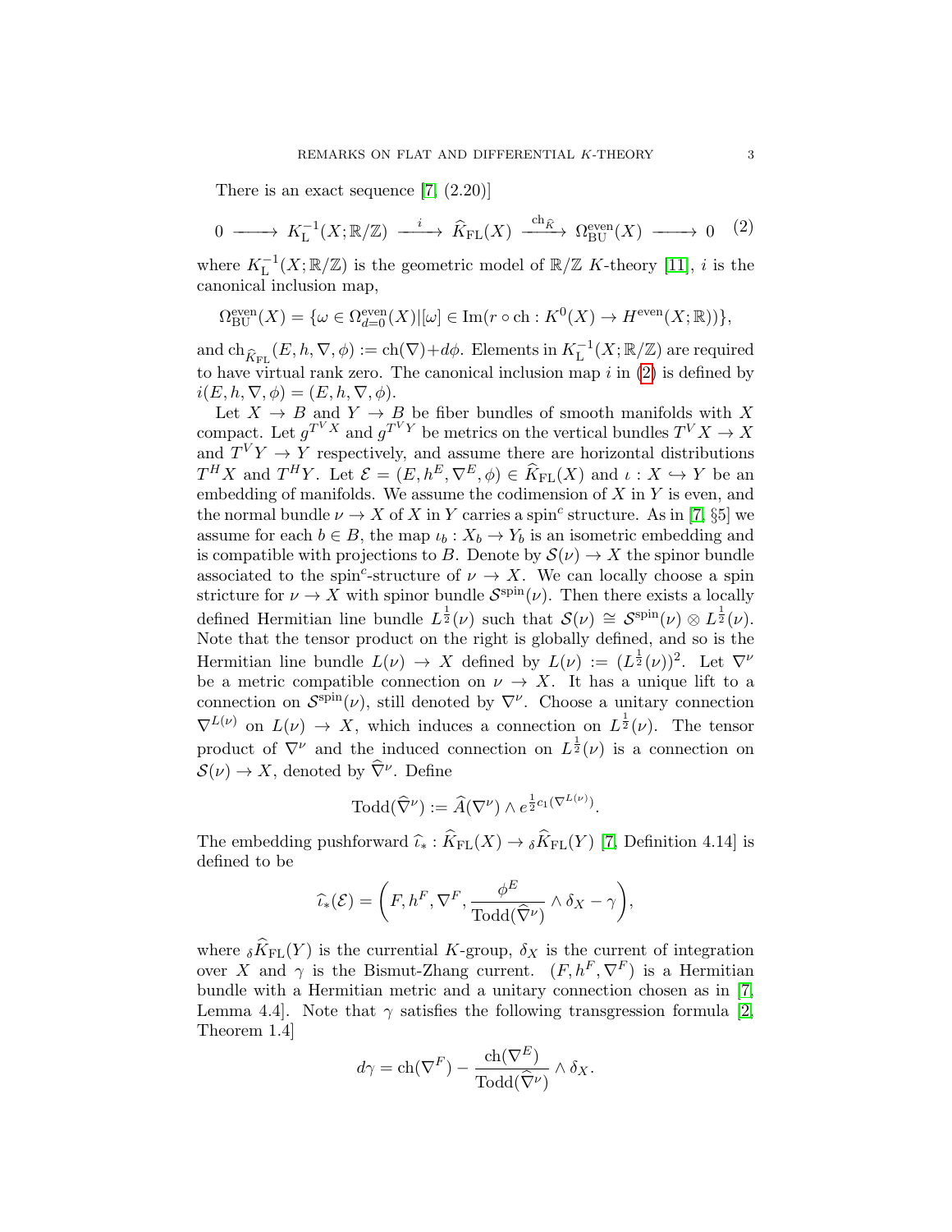There is an exact sequence [7, (2.20)]

$$0 \longrightarrow K_{\mathrm{L}}^{-1}(X;\mathbb{R}/\mathbb{Z}) \stackrel{i}{\longrightarrow} \widehat{K}_{\mathrm{FL}}(X) \xrightarrow{\mathrm{ch}_{\widehat{K}}} \Omega^{\mathrm{even}}_{\mathrm{BU}}(X) \longrightarrow 0 \quad (2)$$

where $K_{\mathrm{L}}^{-1}(X;\mathbb{R}/\mathbb{Z})$ is the geometric model of $\mathbb{R}/\mathbb{Z}$ $K$-theory [11], $i$ is the canonical inclusion map,

$$\Omega^{\mathrm{even}}_{\mathrm{BU}}(X) = \{\omega \in \Omega^{\mathrm{even}}_{d=0}(X) | [\omega] \in \mathrm{Im}(r \circ \mathrm{ch} : K^0(X) \to H^{\mathrm{even}}(X;\mathbb{R}))\},$$

and $\mathrm{ch}_{\widehat{K}_{\mathrm{FL}}}(E, h, \nabla, \phi) := \mathrm{ch}(\nabla) + d\phi$. Elements in $K_{\mathrm{L}}^{-1}(X;\mathbb{R}/\mathbb{Z})$ are required to have virtual rank zero. The canonical inclusion map $i$ in (2) is defined by $i(E, h, \nabla, \phi) = (E, h, \nabla, \phi)$.

Let $X \to B$ and $Y \to B$ be fiber bundles of smooth manifolds with $X$ compact. Let $g^{T^V X}$ and $g^{T^V Y}$ be metrics on the vertical bundles $T^V X \to X$ and $T^V Y \to Y$ respectively, and assume there are horizontal distributions $T^H X$ and $T^H Y$. Let $\mathcal{E} = (E, h^E, \nabla^E, \phi) \in \widehat{K}_{\mathrm{FL}}(X)$ and $\iota : X \hookrightarrow Y$ be an embedding of manifolds. We assume the codimension of $X$ in $Y$ is even, and the normal bundle $\nu \to X$ of $X$ in $Y$ carries a spin$^c$ structure. As in [7, §5] we assume for each $b \in B$, the map $\iota_b : X_b \to Y_b$ is an isometric embedding and is compatible with projections to $B$. Denote by $\mathcal{S}(\nu) \to X$ the spinor bundle associated to the spin$^c$-structure of $\nu \to X$. We can locally choose a spin stricture for $\nu \to X$ with spinor bundle $\mathcal{S}^{\mathrm{spin}}(\nu)$. Then there exists a locally defined Hermitian line bundle $L^{\frac{1}{2}}(\nu)$ such that $\mathcal{S}(\nu) \cong \mathcal{S}^{\mathrm{spin}}(\nu) \otimes L^{\frac{1}{2}}(\nu)$. Note that the tensor product on the right is globally defined, and so is the Hermitian line bundle $L(\nu) \to X$ defined by $L(\nu) := (L^{\frac{1}{2}}(\nu))^2$. Let $\nabla^\nu$ be a metric compatible connection on $\nu \to X$. It has a unique lift to a connection on $\mathcal{S}^{\mathrm{spin}}(\nu)$, still denoted by $\nabla^\nu$. Choose a unitary connection $\nabla^{L(\nu)}$ on $L(\nu) \to X$, which induces a connection on $L^{\frac{1}{2}}(\nu)$. The tensor product of $\nabla^\nu$ and the induced connection on $L^{\frac{1}{2}}(\nu)$ is a connection on $\mathcal{S}(\nu) \to X$, denoted by $\widehat{\nabla}^\nu$. Define

$$\mathrm{Todd}(\widehat{\nabla}^\nu) := \widehat{A}(\nabla^\nu) \wedge e^{\frac{1}{2} c_1(\nabla^{L(\nu)})}.$$

The embedding pushforward $\widehat{\iota}_* : \widehat{K}_{\mathrm{FL}}(X) \to {}_\delta\widehat{K}_{\mathrm{FL}}(Y)$ [7, Definition 4.14] is defined to be

$$\widehat{\iota}_*(\mathcal{E}) = \left(F, h^F, \nabla^F, \frac{\phi^E}{\mathrm{Todd}(\widehat{\nabla}^\nu)} \wedge \delta_X - \gamma\right),$$

where ${}_\delta\widehat{K}_{\mathrm{FL}}(Y)$ is the currential $K$-group, $\delta_X$ is the current of integration over $X$ and $\gamma$ is the Bismut-Zhang current. $(F, h^F, \nabla^F)$ is a Hermitian bundle with a Hermitian metric and a unitary connection chosen as in [7, Lemma 4.4]. Note that $\gamma$ satisfies the following transgression formula [2, Theorem 1.4]

$$d\gamma = \mathrm{ch}(\nabla^F) - \frac{\mathrm{ch}(\nabla^E)}{\mathrm{Todd}(\widehat{\nabla}^\nu)} \wedge \delta_X.$$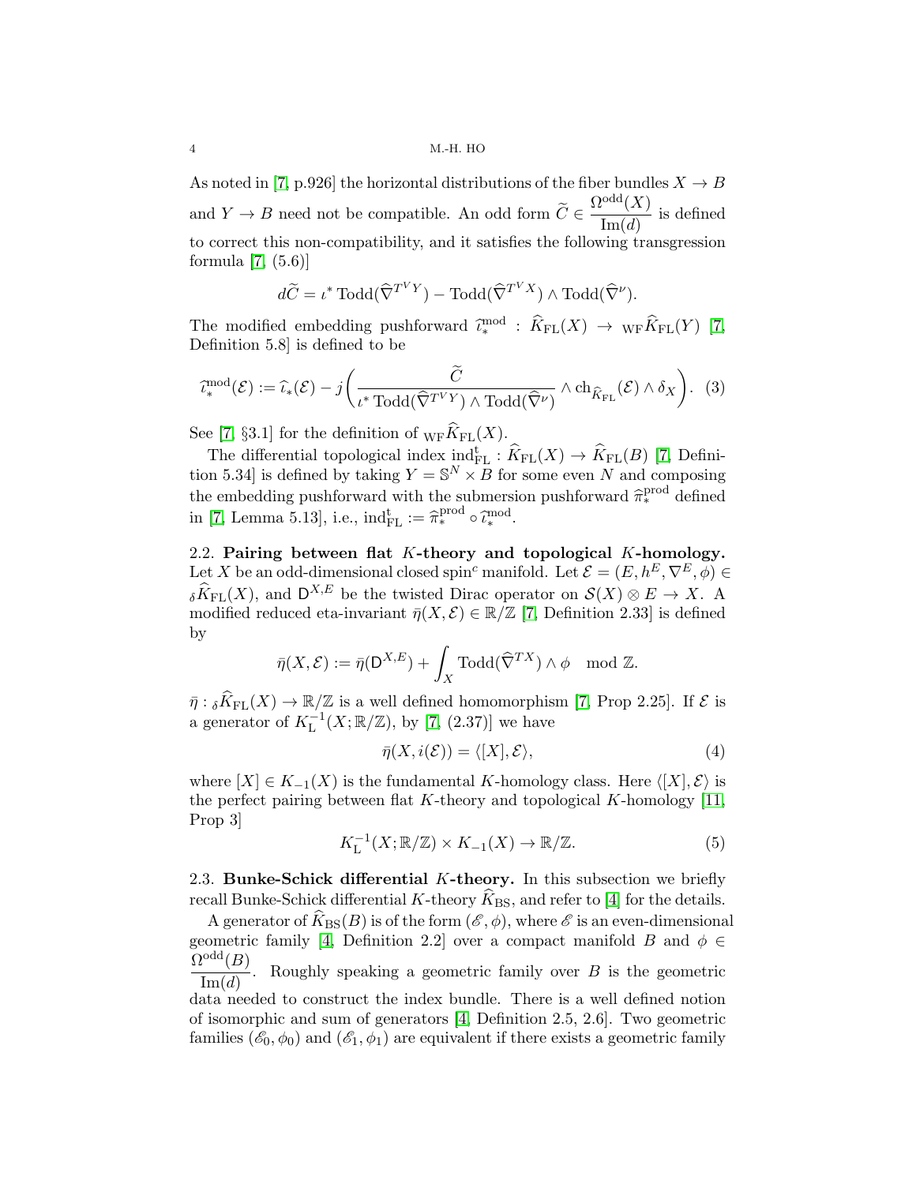As noted in [7, p.926] the horizontal distributions of the fiber bundles $X \to B$ and $Y \to B$ need not be compatible. An odd form $\widetilde{C} \in \dfrac{\Omega^{\mathrm{odd}}(X)}{\mathrm{Im}(d)}$ is defined to correct this non-compatibility, and it satisfies the following transgression formula [7, (5.6)]

$$d\widetilde{C} = \iota^* \operatorname{Todd}(\widehat{\nabla}^{T^VY}) - \operatorname{Todd}(\widehat{\nabla}^{T^VX}) \wedge \operatorname{Todd}(\widehat{\nabla}^{\nu}).$$

The modified embedding pushforward $\widehat{\iota}^{\mathrm{mod}}_* : \widehat{K}_{\mathrm{FL}}(X) \to {}_{\mathrm{WF}}\widehat{K}_{\mathrm{FL}}(Y)$ [7, Definition 5.8] is defined to be

$$\widehat{\iota}^{\mathrm{mod}}_*(\mathcal{E}) := \widehat{\iota}_*(\mathcal{E}) - j\bigg(\frac{\widetilde{C}}{\iota^* \operatorname{Todd}(\widehat{\nabla}^{T^VY}) \wedge \operatorname{Todd}(\widehat{\nabla}^{\nu})} \wedge \operatorname{ch}_{\widehat{K}_{\mathrm{FL}}}(\mathcal{E}) \wedge \delta_X\bigg). \quad (3)$$

See [7, §3.1] for the definition of ${}_{\mathrm{WF}}\widehat{K}_{\mathrm{FL}}(X)$.

The differential topological index $\operatorname{ind}^{\mathrm{t}}_{\mathrm{FL}} : \widehat{K}_{\mathrm{FL}}(X) \to \widehat{K}_{\mathrm{FL}}(B)$ [7, Definition 5.34] is defined by taking $Y = \mathbb{S}^N \times B$ for some even $N$ and composing the embedding pushforward with the submersion pushforward $\widehat{\pi}^{\mathrm{prod}}_*$ defined in [7, Lemma 5.13], i.e., $\operatorname{ind}^{\mathrm{t}}_{\mathrm{FL}} := \widehat{\pi}^{\mathrm{prod}}_* \circ \widehat{\iota}^{\mathrm{mod}}_*$.

**2.2. Pairing between flat $K$-theory and topological $K$-homology.** Let $X$ be an odd-dimensional closed spin$^c$ manifold. Let $\mathcal{E} = (E, h^E, \nabla^E, \phi) \in {}_{\delta}\widehat{K}_{\mathrm{FL}}(X)$, and $\mathsf{D}^{X,E}$ be the twisted Dirac operator on $\mathcal{S}(X) \otimes E \to X$. A modified reduced eta-invariant $\bar{\eta}(X, \mathcal{E}) \in \mathbb{R}/\mathbb{Z}$ [7, Definition 2.33] is defined by

$$\bar{\eta}(X, \mathcal{E}) := \bar{\eta}(\mathsf{D}^{X,E}) + \int_X \operatorname{Todd}(\widehat{\nabla}^{TX}) \wedge \phi \mod \mathbb{Z}.$$

$\bar{\eta} : {}_{\delta}\widehat{K}_{\mathrm{FL}}(X) \to \mathbb{R}/\mathbb{Z}$ is a well defined homomorphism [7, Prop 2.25]. If $\mathcal{E}$ is a generator of $K^{-1}_{\mathrm{L}}(X; \mathbb{R}/\mathbb{Z})$, by [7, (2.37)] we have

$$\bar{\eta}(X, i(\mathcal{E})) = \langle [X], \mathcal{E} \rangle, \quad (4)$$

where $[X] \in K_{-1}(X)$ is the fundamental $K$-homology class. Here $\langle [X], \mathcal{E} \rangle$ is the perfect pairing between flat $K$-theory and topological $K$-homology [11, Prop 3]

$$K^{-1}_{\mathrm{L}}(X; \mathbb{R}/\mathbb{Z}) \times K_{-1}(X) \to \mathbb{R}/\mathbb{Z}. \quad (5)$$

**2.3. Bunke-Schick differential $K$-theory.** In this subsection we briefly recall Bunke-Schick differential $K$-theory $\widehat{K}_{\mathrm{BS}}$, and refer to [4] for the details.

A generator of $\widehat{K}_{\mathrm{BS}}(B)$ is of the form $(\mathscr{E}, \phi)$, where $\mathscr{E}$ is an even-dimensional geometric family [4, Definition 2.2] over a compact manifold $B$ and $\phi \in \dfrac{\Omega^{\mathrm{odd}}(B)}{\mathrm{Im}(d)}$. Roughly speaking a geometric family over $B$ is the geometric data needed to construct the index bundle. There is a well defined notion of isomorphic and sum of generators [4, Definition 2.5, 2.6]. Two geometric families $(\mathscr{E}_0, \phi_0)$ and $(\mathscr{E}_1, \phi_1)$ are equivalent if there exists a geometric family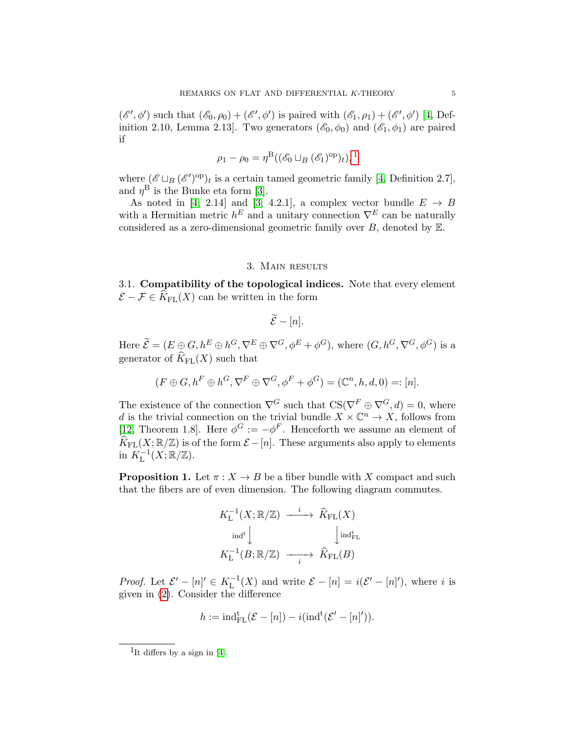$(\mathscr{E}', \phi')$ such that $(\mathscr{E}_0, \rho_0) + (\mathscr{E}', \phi')$ is paired with $(\mathscr{E}_1, \rho_1) + (\mathscr{E}', \phi')$ [4, Definition 2.10, Lemma 2.13]. Two generators $(\mathscr{E}_0, \phi_0)$ and $(\mathscr{E}_1, \phi_1)$ are paired if

$$\rho_1 - \rho_0 = \eta^{\mathrm{B}}((\mathscr{E}_0 \sqcup_B (\mathscr{E}_1)^{\mathrm{op}})_t),^{1}$$

where $(\mathscr{E} \sqcup_B (\mathscr{E}')^{\mathrm{op}})_t$ is a certain tamed geometric family [4, Definition 2.7], and $\eta^{\mathrm{B}}$ is the Bunke eta form [3].

As noted in [4, 2.14] and [3, 4.2.1], a complex vector bundle $E \to B$ with a Hermitian metric $h^E$ and a unitary connection $\nabla^E$ can be naturally considered as a zero-dimensional geometric family over $B$, denoted by $\mathbb{E}$.

## 3. Main results

**3.1. Compatibility of the topological indices.** Note that every element $\mathcal{E} - \mathcal{F} \in \widehat{K}_{\mathrm{FL}}(X)$ can be written in the form

$$\widetilde{\mathcal{E}} - [n].$$

Here $\widetilde{\mathcal{E}} = (E \oplus G, h^E \oplus h^G, \nabla^E \oplus \nabla^G, \phi^E + \phi^G)$, where $(G, h^G, \nabla^G, \phi^G)$ is a generator of $\widehat{K}_{\mathrm{FL}}(X)$ such that

$$(F \oplus G, h^F \oplus h^G, \nabla^F \oplus \nabla^G, \phi^F + \phi^G) = (\mathbb{C}^n, h, d, 0) =: [n].$$

The existence of the connection $\nabla^G$ such that $\mathrm{CS}(\nabla^F \oplus \nabla^G, d) = 0$, where $d$ is the trivial connection on the trivial bundle $X \times \mathbb{C}^n \to X$, follows from [12, Theorem 1.8]. Here $\phi^G := -\phi^F$. Henceforth we assume an element of $\widehat{K}_{\mathrm{FL}}(X; \mathbb{R}/\mathbb{Z})$ is of the form $\mathcal{E} - [n]$. These arguments also apply to elements in $K_{\mathrm{L}}^{-1}(X; \mathbb{R}/\mathbb{Z})$.

**Proposition 1.** *Let $\pi : X \to B$ be a fiber bundle with $X$ compact and such that the fibers are of even dimension. The following diagram commutes.*

$$\begin{array}{ccc} K_{\mathrm{L}}^{-1}(X; \mathbb{R}/\mathbb{Z}) & \xrightarrow{\;i\;} & \widehat{K}_{\mathrm{FL}}(X) \\ {\scriptstyle \mathrm{ind}^{\mathrm{t}}} \downarrow & & \downarrow {\scriptstyle \mathrm{ind}^{\mathrm{t}}_{\mathrm{FL}}} \\ K_{\mathrm{L}}^{-1}(B; \mathbb{R}/\mathbb{Z}) & \xrightarrow[\;i\;]{} & \widehat{K}_{\mathrm{FL}}(B) \end{array}$$

*Proof.* Let $\mathcal{E}' - [n]' \in K_{\mathrm{L}}^{-1}(X)$ and write $\mathcal{E} - [n] = i(\mathcal{E}' - [n]')$, where $i$ is given in (2). Consider the difference

$$h := \mathrm{ind}^{\mathrm{t}}_{\mathrm{FL}}(\mathcal{E} - [n]) - i(\mathrm{ind}^{\mathrm{t}}(\mathcal{E}' - [n]')).$$

---

[1] It differs by a sign in [4].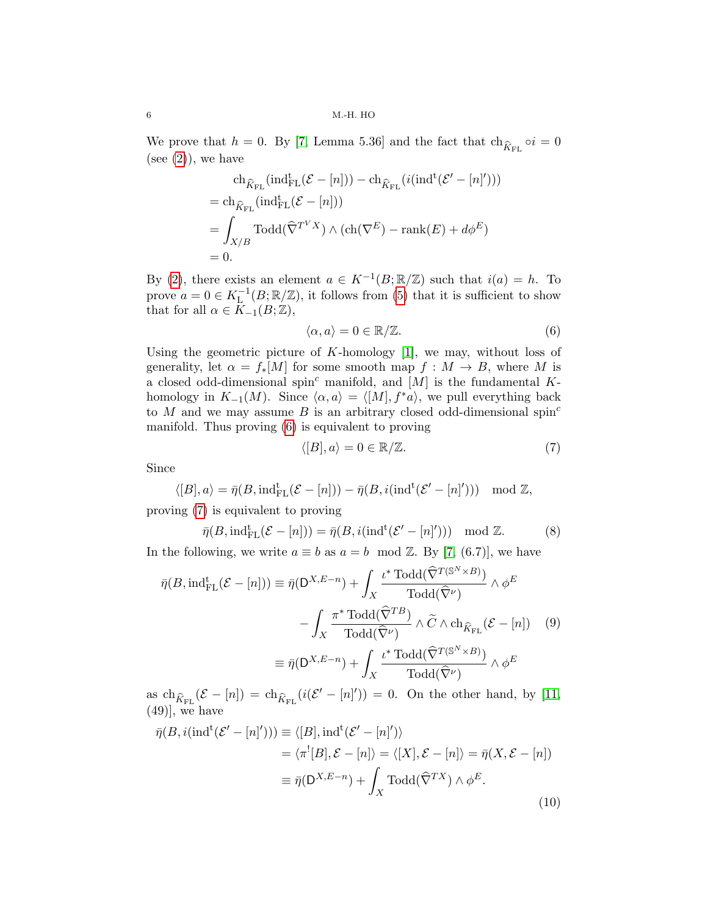We prove that $h = 0$. By [7, Lemma 5.36] and the fact that $\mathrm{ch}_{\widehat{K}_{\mathrm{FL}}} \circ i = 0$ (see (2)), we have

$$
\begin{aligned}
&\mathrm{ch}_{\widehat{K}_{\mathrm{FL}}}(\mathrm{ind}^{\mathrm{t}}_{\mathrm{FL}}(\mathcal{E} - [n])) - \mathrm{ch}_{\widehat{K}_{\mathrm{FL}}}(i(\mathrm{ind}^{\mathrm{t}}(\mathcal{E}' - [n]')))\\
&= \mathrm{ch}_{\widehat{K}_{\mathrm{FL}}}(\mathrm{ind}^{\mathrm{t}}_{\mathrm{FL}}(\mathcal{E} - [n]))\\
&= \int_{X/B} \mathrm{Todd}(\widehat{\nabla}^{T^V X}) \wedge (\mathrm{ch}(\nabla^E) - \mathrm{rank}(E) + d\phi^E)\\
&= 0.
\end{aligned}
$$

By (2), there exists an element $a \in K^{-1}(B; \mathbb{R}/\mathbb{Z})$ such that $i(a) = h$. To prove $a = 0 \in K^{-1}_{\mathrm{L}}(B; \mathbb{R}/\mathbb{Z})$, it follows from (5) that it is sufficient to show that for all $\alpha \in K_{-1}(B; \mathbb{Z})$,

$$
\langle \alpha, a \rangle = 0 \in \mathbb{R}/\mathbb{Z}. \tag{6}
$$

Using the geometric picture of $K$-homology [1], we may, without loss of generality, let $\alpha = f_*[M]$ for some smooth map $f : M \to B$, where $M$ is a closed odd-dimensional spin$^c$ manifold, and $[M]$ is the fundamental $K$-homology in $K_{-1}(M)$. Since $\langle \alpha, a \rangle = \langle [M], f^* a \rangle$, we pull everything back to $M$ and we may assume $B$ is an arbitrary closed odd-dimensional spin$^c$ manifold. Thus proving (6) is equivalent to proving

$$
\langle [B], a \rangle = 0 \in \mathbb{R}/\mathbb{Z}. \tag{7}
$$

Since

$$
\langle [B], a \rangle = \bar{\eta}(B, \mathrm{ind}^{\mathrm{t}}_{\mathrm{FL}}(\mathcal{E} - [n])) - \bar{\eta}(B, i(\mathrm{ind}^{\mathrm{t}}(\mathcal{E}' - [n]'))) \mod \mathbb{Z},
$$

proving (7) is equivalent to proving

$$
\bar{\eta}(B, \mathrm{ind}^{\mathrm{t}}_{\mathrm{FL}}(\mathcal{E} - [n])) = \bar{\eta}(B, i(\mathrm{ind}^{\mathrm{t}}(\mathcal{E}' - [n]'))) \mod \mathbb{Z}. \tag{8}
$$

In the following, we write $a \equiv b$ as $a = b \mod \mathbb{Z}$. By [7, (6.7)], we have

$$
\begin{aligned}
\bar{\eta}(B, \mathrm{ind}^{\mathrm{t}}_{\mathrm{FL}}(\mathcal{E} - [n])) &\equiv \bar{\eta}(\mathsf{D}^{X, E-n}) + \int_X \frac{\iota^* \mathrm{Todd}(\widehat{\nabla}^{T(\mathbb{S}^N \times B)})}{\mathrm{Todd}(\widehat{\nabla}^\nu)} \wedge \phi^E\\
&\quad - \int_X \frac{\pi^* \mathrm{Todd}(\widehat{\nabla}^{TB})}{\mathrm{Todd}(\widehat{\nabla}^\nu)} \wedge \widetilde{C} \wedge \mathrm{ch}_{\widehat{K}_{\mathrm{FL}}}(\mathcal{E} - [n]) \qquad (9)\\
&\equiv \bar{\eta}(\mathsf{D}^{X, E-n}) + \int_X \frac{\iota^* \mathrm{Todd}(\widehat{\nabla}^{T(\mathbb{S}^N \times B)})}{\mathrm{Todd}(\widehat{\nabla}^\nu)} \wedge \phi^E
\end{aligned}
$$

as $\mathrm{ch}_{\widehat{K}_{\mathrm{FL}}}(\mathcal{E} - [n]) = \mathrm{ch}_{\widehat{K}_{\mathrm{FL}}}(i(\mathcal{E}' - [n]')) = 0$. On the other hand, by [11, (49)], we have

$$
\begin{aligned}
\bar{\eta}(B, i(\mathrm{ind}^{\mathrm{t}}(\mathcal{E}' - [n]'))) &\equiv \langle [B], \mathrm{ind}^{\mathrm{t}}(\mathcal{E}' - [n]') \rangle\\
&= \langle \pi^! [B], \mathcal{E} - [n] \rangle = \langle [X], \mathcal{E} - [n] \rangle = \bar{\eta}(X, \mathcal{E} - [n])\\
&\equiv \bar{\eta}(\mathsf{D}^{X, E-n}) + \int_X \mathrm{Todd}(\widehat{\nabla}^{TX}) \wedge \phi^E.
\end{aligned} \tag{10}
$$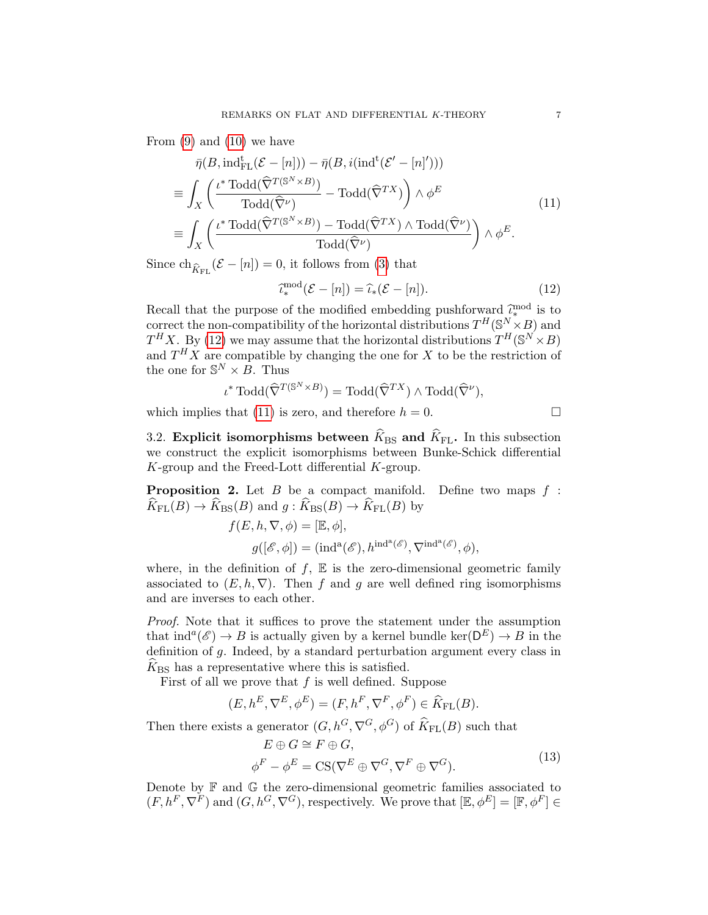From (9) and (10) we have

$$
\begin{aligned}
&\bar{\eta}(B, \mathrm{ind}^{\mathrm{t}}_{\mathrm{FL}}(\mathcal{E} - [n])) - \bar{\eta}(B, i(\mathrm{ind}^{\mathrm{t}}(\mathcal{E}' - [n]'))) \\
&\equiv \int_X \left( \frac{\iota^* \operatorname{Todd}(\widehat{\nabla}^{T(\mathbb{S}^N \times B)})}{\operatorname{Todd}(\widehat{\nabla}^{\nu})} - \operatorname{Todd}(\widehat{\nabla}^{TX}) \right) \wedge \phi^E \\
&\equiv \int_X \left( \frac{\iota^* \operatorname{Todd}(\widehat{\nabla}^{T(\mathbb{S}^N \times B)}) - \operatorname{Todd}(\widehat{\nabla}^{TX}) \wedge \operatorname{Todd}(\widehat{\nabla}^{\nu})}{\operatorname{Todd}(\widehat{\nabla}^{\nu})} \right) \wedge \phi^E.
\end{aligned}
\tag{11}
$$

Since $\mathrm{ch}_{\widehat{K}_{\mathrm{FL}}}(\mathcal{E} - [n]) = 0$, it follows from (3) that

$$
\widehat{\iota}^{\mathrm{mod}}_*(\mathcal{E} - [n]) = \widehat{\iota}_*(\mathcal{E} - [n]). \tag{12}
$$

Recall that the purpose of the modified embedding pushforward $\widehat{\iota}^{\mathrm{mod}}_*$ is to correct the non-compatibility of the horizontal distributions $T^H(\mathbb{S}^N \times B)$ and $T^H X$. By (12) we may assume that the horizontal distributions $T^H(\mathbb{S}^N \times B)$ and $T^H X$ are compatible by changing the one for $X$ to be the restriction of the one for $\mathbb{S}^N \times B$. Thus

$$
\iota^* \operatorname{Todd}(\widehat{\nabla}^{T(\mathbb{S}^N \times B)}) = \operatorname{Todd}(\widehat{\nabla}^{TX}) \wedge \operatorname{Todd}(\widehat{\nabla}^{\nu}),
$$

which implies that (11) is zero, and therefore $h = 0$. □

### 3.2. Explicit isomorphisms between $\widehat{K}_{\mathrm{BS}}$ and $\widehat{K}_{\mathrm{FL}}$.

In this subsection we construct the explicit isomorphisms between Bunke-Schick differential $K$-group and the Freed-Lott differential $K$-group.

**Proposition 2.** Let $B$ be a compact manifold. Define two maps $f : \widehat{K}_{\mathrm{FL}}(B) \to \widehat{K}_{\mathrm{BS}}(B)$ and $g : \widehat{K}_{\mathrm{BS}}(B) \to \widehat{K}_{\mathrm{FL}}(B)$ by

$$
\begin{aligned}
f(E, h, \nabla, \phi) &= [\mathbb{E}, \phi], \\
g([\mathscr{E}, \phi]) &= (\mathrm{ind}^{\mathrm{a}}(\mathscr{E}), h^{\mathrm{ind}^{\mathrm{a}}(\mathscr{E})}, \nabla^{\mathrm{ind}^{\mathrm{a}}(\mathscr{E})}, \phi),
\end{aligned}
$$

where, in the definition of $f$, $\mathbb{E}$ is the zero-dimensional geometric family associated to $(E, h, \nabla)$. Then $f$ and $g$ are well defined ring isomorphisms and are inverses to each other.

*Proof.* Note that it suffices to prove the statement under the assumption that $\mathrm{ind}^a(\mathscr{E}) \to B$ is actually given by a kernel bundle $\ker(\mathsf{D}^E) \to B$ in the definition of $g$. Indeed, by a standard perturbation argument every class in $\widehat{K}_{\mathrm{BS}}$ has a representative where this is satisfied.

First of all we prove that $f$ is well defined. Suppose

$$
(E, h^E, \nabla^E, \phi^E) = (F, h^F, \nabla^F, \phi^F) \in \widehat{K}_{\mathrm{FL}}(B).
$$

Then there exists a generator $(G, h^G, \nabla^G, \phi^G)$ of $\widehat{K}_{\mathrm{FL}}(B)$ such that

$$
\begin{aligned}
E \oplus G &\cong F \oplus G, \\
\phi^F - \phi^E &= \mathrm{CS}(\nabla^E \oplus \nabla^G, \nabla^F \oplus \nabla^G).
\end{aligned}
\tag{13}
$$

Denote by $\mathbb{F}$ and $\mathbb{G}$ the zero-dimensional geometric families associated to $(F, h^F, \nabla^F)$ and $(G, h^G, \nabla^G)$, respectively. We prove that $[\mathbb{E}, \phi^E] = [\mathbb{F}, \phi^F] \in$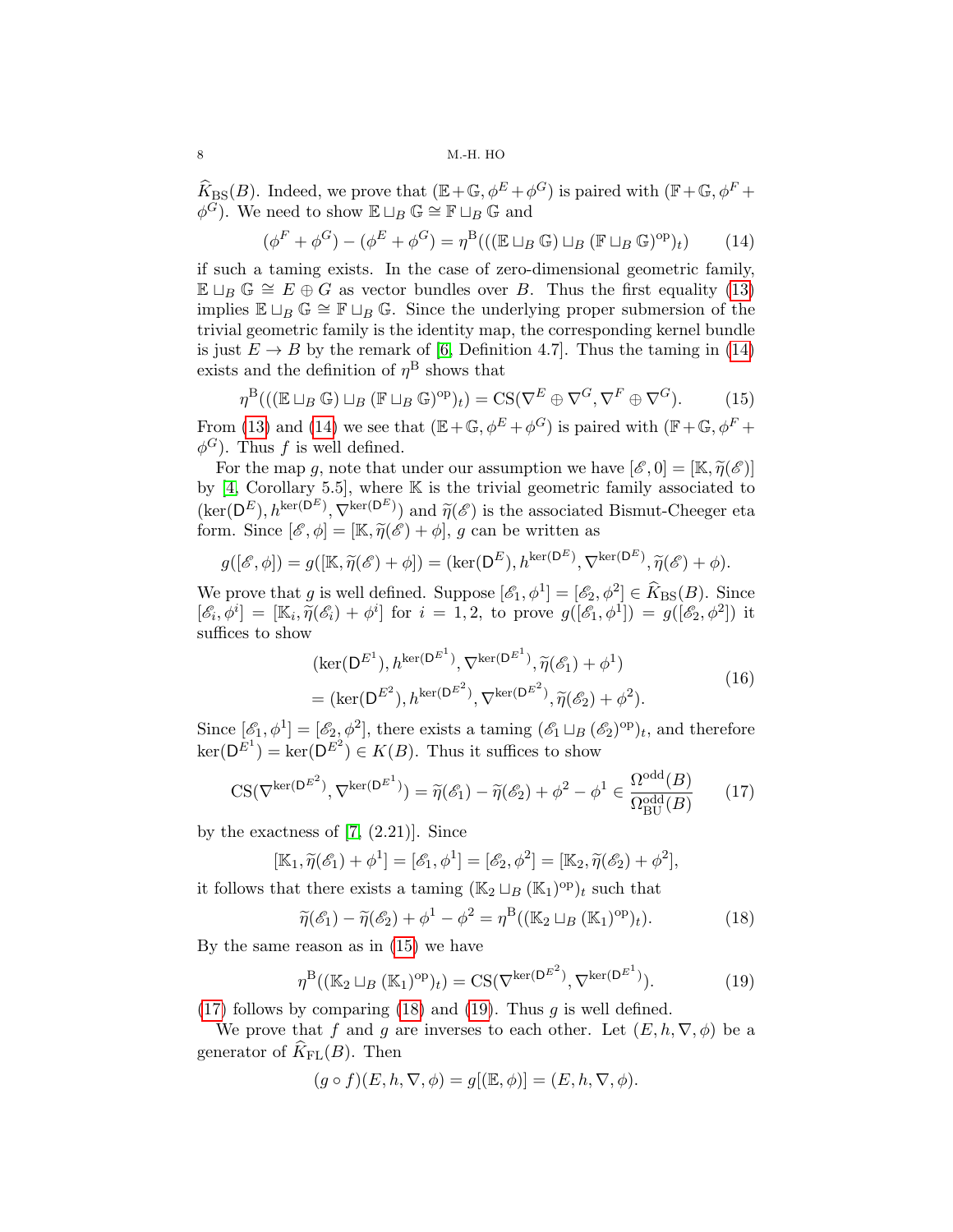$\widehat{K}_{\mathrm{BS}}(B)$. Indeed, we prove that $(\mathbb{E}+\mathbb{G}, \phi^E+\phi^G)$ is paired with $(\mathbb{F}+\mathbb{G}, \phi^F+\phi^G)$. We need to show $\mathbb{E}\sqcup_B \mathbb{G}\cong \mathbb{F}\sqcup_B\mathbb{G}$ and

$$(\phi^F+\phi^G)-(\phi^E+\phi^G)=\eta^{\mathrm{B}}(((\mathbb{E}\sqcup_B\mathbb{G})\sqcup_B(\mathbb{F}\sqcup_B\mathbb{G})^{\mathrm{op}})_t) \tag{14}$$

if such a taming exists. In the case of zero-dimensional geometric family, $\mathbb{E}\sqcup_B\mathbb{G}\cong E\oplus G$ as vector bundles over $B$. Thus the first equality (13) implies $\mathbb{E}\sqcup_B\mathbb{G}\cong\mathbb{F}\sqcup_B\mathbb{G}$. Since the underlying proper submersion of the trivial geometric family is the identity map, the corresponding kernel bundle is just $E\to B$ by the remark of [6, Definition 4.7]. Thus the taming in (14) exists and the definition of $\eta^{\mathrm{B}}$ shows that

$$\eta^{\mathrm{B}}(((\mathbb{E}\sqcup_B\mathbb{G})\sqcup_B(\mathbb{F}\sqcup_B\mathbb{G})^{\mathrm{op}})_t)=\mathrm{CS}(\nabla^E\oplus\nabla^G,\nabla^F\oplus\nabla^G). \tag{15}$$

From (13) and (14) we see that $(\mathbb{E}+\mathbb{G},\phi^E+\phi^G)$ is paired with $(\mathbb{F}+\mathbb{G},\phi^F+\phi^G)$. Thus $f$ is well defined.

For the map $g$, note that under our assumption we have $[\mathscr{E},0]=[\mathbb{K},\widetilde{\eta}(\mathscr{E})]$ by [4, Corollary 5.5], where $\mathbb{K}$ is the trivial geometric family associated to $(\ker(\mathsf{D}^E),h^{\ker(\mathsf{D}^E)},\nabla^{\ker(\mathsf{D}^E)})$ and $\widetilde{\eta}(\mathscr{E})$ is the associated Bismut-Cheeger eta form. Since $[\mathscr{E},\phi]=[\mathbb{K},\widetilde{\eta}(\mathscr{E})+\phi]$, $g$ can be written as

$$g([\mathscr{E},\phi])=g([\mathbb{K},\widetilde{\eta}(\mathscr{E})+\phi])=(\ker(\mathsf{D}^E),h^{\ker(\mathsf{D}^E)},\nabla^{\ker(\mathsf{D}^E)},\widetilde{\eta}(\mathscr{E})+\phi).$$

We prove that $g$ is well defined. Suppose $[\mathscr{E}_1,\phi^1]=[\mathscr{E}_2,\phi^2]\in\widehat{K}_{\mathrm{BS}}(B)$. Since $[\mathscr{E}_i,\phi^i]=[\mathbb{K}_i,\widetilde{\eta}(\mathscr{E}_i)+\phi^i]$ for $i=1,2$, to prove $g([\mathscr{E}_1,\phi^1])=g([\mathscr{E}_2,\phi^2])$ it suffices to show

$$\begin{aligned}&(\ker(\mathsf{D}^{E^1}),h^{\ker(\mathsf{D}^{E^1})},\nabla^{\ker(\mathsf{D}^{E^1})},\widetilde{\eta}(\mathscr{E}_1)+\phi^1)\\&=(\ker(\mathsf{D}^{E^2}),h^{\ker(\mathsf{D}^{E^2})},\nabla^{\ker(\mathsf{D}^{E^2})},\widetilde{\eta}(\mathscr{E}_2)+\phi^2).\end{aligned} \tag{16}$$

Since $[\mathscr{E}_1,\phi^1]=[\mathscr{E}_2,\phi^2]$, there exists a taming $(\mathscr{E}_1\sqcup_B(\mathscr{E}_2)^{\mathrm{op}})_t$, and therefore $\ker(\mathsf{D}^{E^1})=\ker(\mathsf{D}^{E^2})\in K(B)$. Thus it suffices to show

$$\mathrm{CS}(\nabla^{\ker(\mathsf{D}^{E^2})},\nabla^{\ker(\mathsf{D}^{E^1})})=\widetilde{\eta}(\mathscr{E}_1)-\widetilde{\eta}(\mathscr{E}_2)+\phi^2-\phi^1\in\frac{\Omega^{\mathrm{odd}}(B)}{\Omega^{\mathrm{odd}}_{\mathrm{BU}}(B)} \tag{17}$$

by the exactness of [7, (2.21)]. Since

$$[\mathbb{K}_1,\widetilde{\eta}(\mathscr{E}_1)+\phi^1]=[\mathscr{E}_1,\phi^1]=[\mathscr{E}_2,\phi^2]=[\mathbb{K}_2,\widetilde{\eta}(\mathscr{E}_2)+\phi^2],$$

it follows that there exists a taming $(\mathbb{K}_2\sqcup_B(\mathbb{K}_1)^{\mathrm{op}})_t$ such that

$$\widetilde{\eta}(\mathscr{E}_1)-\widetilde{\eta}(\mathscr{E}_2)+\phi^1-\phi^2=\eta^{\mathrm{B}}((\mathbb{K}_2\sqcup_B(\mathbb{K}_1)^{\mathrm{op}})_t). \tag{18}$$

By the same reason as in (15) we have

$$\eta^{\mathrm{B}}((\mathbb{K}_2\sqcup_B(\mathbb{K}_1)^{\mathrm{op}})_t)=\mathrm{CS}(\nabla^{\ker(\mathsf{D}^{E^2})},\nabla^{\ker(\mathsf{D}^{E^1})}). \tag{19}$$

(17) follows by comparing (18) and (19). Thus $g$ is well defined.

We prove that $f$ and $g$ are inverses to each other. Let $(E,h,\nabla,\phi)$ be a generator of $\widehat{K}_{\mathrm{FL}}(B)$. Then

$$(g\circ f)(E,h,\nabla,\phi)=g[(\mathbb{E},\phi)]=(E,h,\nabla,\phi).$$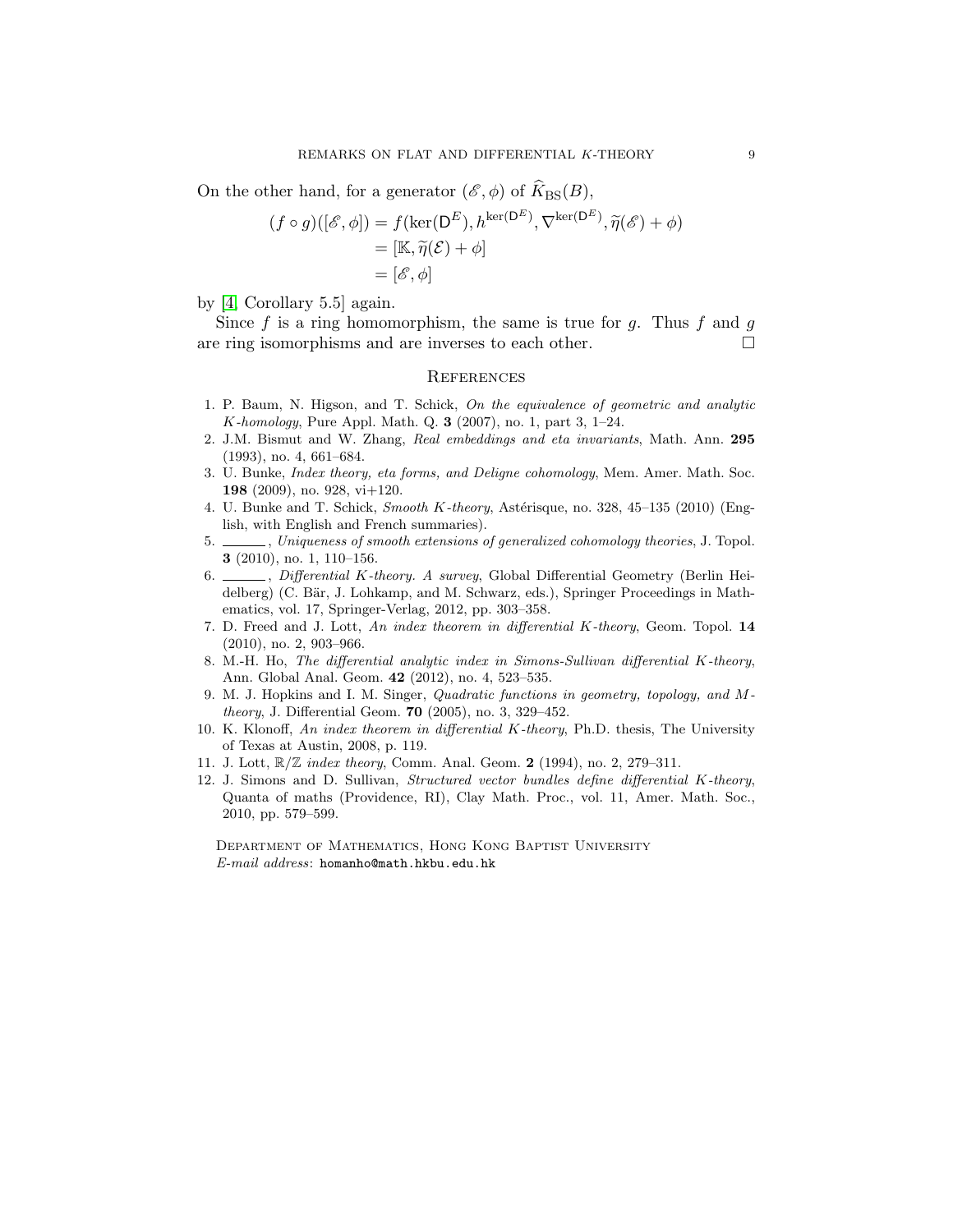On the other hand, for a generator $(\mathscr{E}, \phi)$ of $\widehat{K}_{\mathrm{BS}}(B)$,

$$\begin{aligned}(f \circ g)([\mathscr{E}, \phi]) &= f(\ker(\mathsf{D}^E), h^{\ker(\mathsf{D}^E)}, \nabla^{\ker(\mathsf{D}^E)}, \widetilde{\eta}(\mathscr{E}) + \phi) \\ &= [\mathbb{K}, \widetilde{\eta}(\mathcal{E}) + \phi] \\ &= [\mathscr{E}, \phi]\end{aligned}$$

by [4, Corollary 5.5] again.

Since $f$ is a ring homomorphism, the same is true for $g$. Thus $f$ and $g$ are ring isomorphisms and are inverses to each other. $\square$

## References

1. P. Baum, N. Higson, and T. Schick, *On the equivalence of geometric and analytic K-homology*, Pure Appl. Math. Q. **3** (2007), no. 1, part 3, 1–24.
2. J.M. Bismut and W. Zhang, *Real embeddings and eta invariants*, Math. Ann. **295** (1993), no. 4, 661–684.
3. U. Bunke, *Index theory, eta forms, and Deligne cohomology*, Mem. Amer. Math. Soc. **198** (2009), no. 928, vi+120.
4. U. Bunke and T. Schick, *Smooth K-theory*, Astérisque, no. 328, 45–135 (2010) (English, with English and French summaries).
5. ______, *Uniqueness of smooth extensions of generalized cohomology theories*, J. Topol. **3** (2010), no. 1, 110–156.
6. ______, *Differential K-theory. A survey*, Global Differential Geometry (Berlin Heidelberg) (C. Bär, J. Lohkamp, and M. Schwarz, eds.), Springer Proceedings in Mathematics, vol. 17, Springer-Verlag, 2012, pp. 303–358.
7. D. Freed and J. Lott, *An index theorem in differential K-theory*, Geom. Topol. **14** (2010), no. 2, 903–966.
8. M.-H. Ho, *The differential analytic index in Simons-Sullivan differential K-theory*, Ann. Global Anal. Geom. **42** (2012), no. 4, 523–535.
9. M. J. Hopkins and I. M. Singer, *Quadratic functions in geometry, topology, and M-theory*, J. Differential Geom. **70** (2005), no. 3, 329–452.
10. K. Klonoff, *An index theorem in differential K-theory*, Ph.D. thesis, The University of Texas at Austin, 2008, p. 119.
11. J. Lott, *$\mathbb{R}/\mathbb{Z}$ index theory*, Comm. Anal. Geom. **2** (1994), no. 2, 279–311.
12. J. Simons and D. Sullivan, *Structured vector bundles define differential K-theory*, Quanta of maths (Providence, RI), Clay Math. Proc., vol. 11, Amer. Math. Soc., 2010, pp. 579–599.

Department of Mathematics, Hong Kong Baptist University
*E-mail address*: homanho@math.hkbu.edu.hk